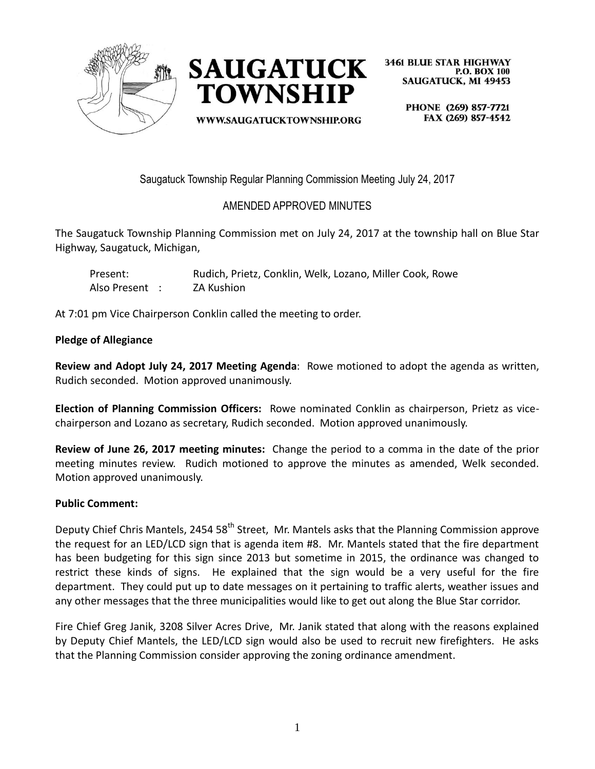**SAUGATUCK TOWNSHIP**

WWW.SAUGATUCKTOWNSHIP.ORG

3461 BLUE STAR HIGHWAY
P.O. BOX 100
SAUGATUCK, MI 49453

PHONE (269) 857-7721
FAX (269) 857-4542

Saugatuck Township Regular Planning Commission Meeting July 24, 2017

AMENDED APPROVED MINUTES

The Saugatuck Township Planning Commission met on July 24, 2017 at the township hall on Blue Star Highway, Saugatuck, Michigan,

Present: Rudich, Prietz, Conklin, Welk, Lozano, Miller Cook, Rowe
Also Present : ZA Kushion

At 7:01 pm Vice Chairperson Conklin called the meeting to order.

**Pledge of Allegiance**

**Review and Adopt July 24, 2017 Meeting Agenda**: Rowe motioned to adopt the agenda as written, Rudich seconded. Motion approved unanimously.

**Election of Planning Commission Officers:** Rowe nominated Conklin as chairperson, Prietz as vice-chairperson and Lozano as secretary, Rudich seconded. Motion approved unanimously.

**Review of June 26, 2017 meeting minutes:** Change the period to a comma in the date of the prior meeting minutes review. Rudich motioned to approve the minutes as amended, Welk seconded. Motion approved unanimously.

**Public Comment:**

Deputy Chief Chris Mantels, 2454 58th Street, Mr. Mantels asks that the Planning Commission approve the request for an LED/LCD sign that is agenda item #8. Mr. Mantels stated that the fire department has been budgeting for this sign since 2013 but sometime in 2015, the ordinance was changed to restrict these kinds of signs. He explained that the sign would be a very useful for the fire department. They could put up to date messages on it pertaining to traffic alerts, weather issues and any other messages that the three municipalities would like to get out along the Blue Star corridor.

Fire Chief Greg Janik, 3208 Silver Acres Drive, Mr. Janik stated that along with the reasons explained by Deputy Chief Mantels, the LED/LCD sign would also be used to recruit new firefighters. He asks that the Planning Commission consider approving the zoning ordinance amendment.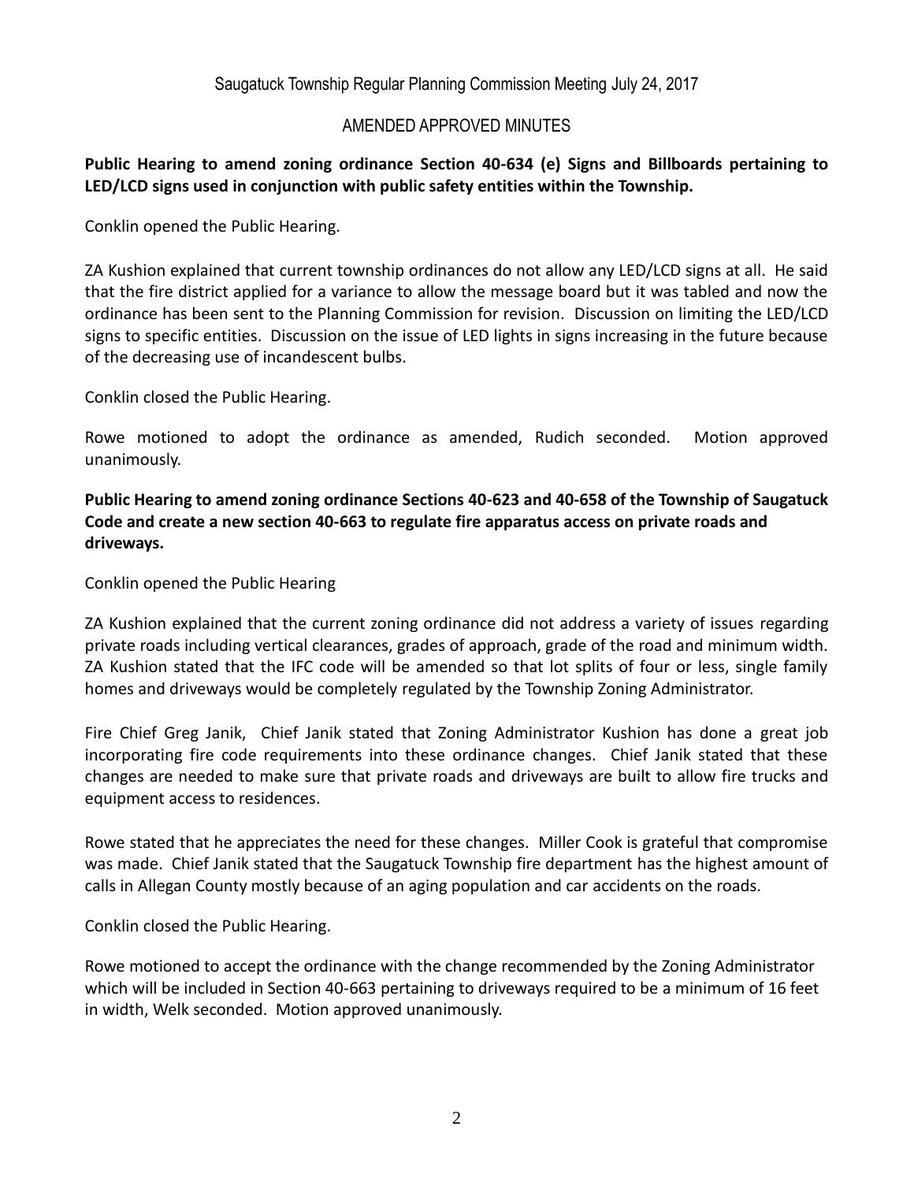Saugatuck Township Regular Planning Commission Meeting July 24, 2017

AMENDED APPROVED MINUTES

**Public Hearing to amend zoning ordinance Section 40-634 (e) Signs and Billboards pertaining to LED/LCD signs used in conjunction with public safety entities within the Township.**

Conklin opened the Public Hearing.

ZA Kushion explained that current township ordinances do not allow any LED/LCD signs at all. He said that the fire district applied for a variance to allow the message board but it was tabled and now the ordinance has been sent to the Planning Commission for revision. Discussion on limiting the LED/LCD signs to specific entities. Discussion on the issue of LED lights in signs increasing in the future because of the decreasing use of incandescent bulbs.

Conklin closed the Public Hearing.

Rowe motioned to adopt the ordinance as amended, Rudich seconded. Motion approved unanimously.

**Public Hearing to amend zoning ordinance Sections 40-623 and 40-658 of the Township of Saugatuck Code and create a new section 40-663 to regulate fire apparatus access on private roads and driveways.**

Conklin opened the Public Hearing

ZA Kushion explained that the current zoning ordinance did not address a variety of issues regarding private roads including vertical clearances, grades of approach, grade of the road and minimum width. ZA Kushion stated that the IFC code will be amended so that lot splits of four or less, single family homes and driveways would be completely regulated by the Township Zoning Administrator.

Fire Chief Greg Janik, Chief Janik stated that Zoning Administrator Kushion has done a great job incorporating fire code requirements into these ordinance changes. Chief Janik stated that these changes are needed to make sure that private roads and driveways are built to allow fire trucks and equipment access to residences.

Rowe stated that he appreciates the need for these changes. Miller Cook is grateful that compromise was made. Chief Janik stated that the Saugatuck Township fire department has the highest amount of calls in Allegan County mostly because of an aging population and car accidents on the roads.

Conklin closed the Public Hearing.

Rowe motioned to accept the ordinance with the change recommended by the Zoning Administrator which will be included in Section 40-663 pertaining to driveways required to be a minimum of 16 feet in width, Welk seconded. Motion approved unanimously.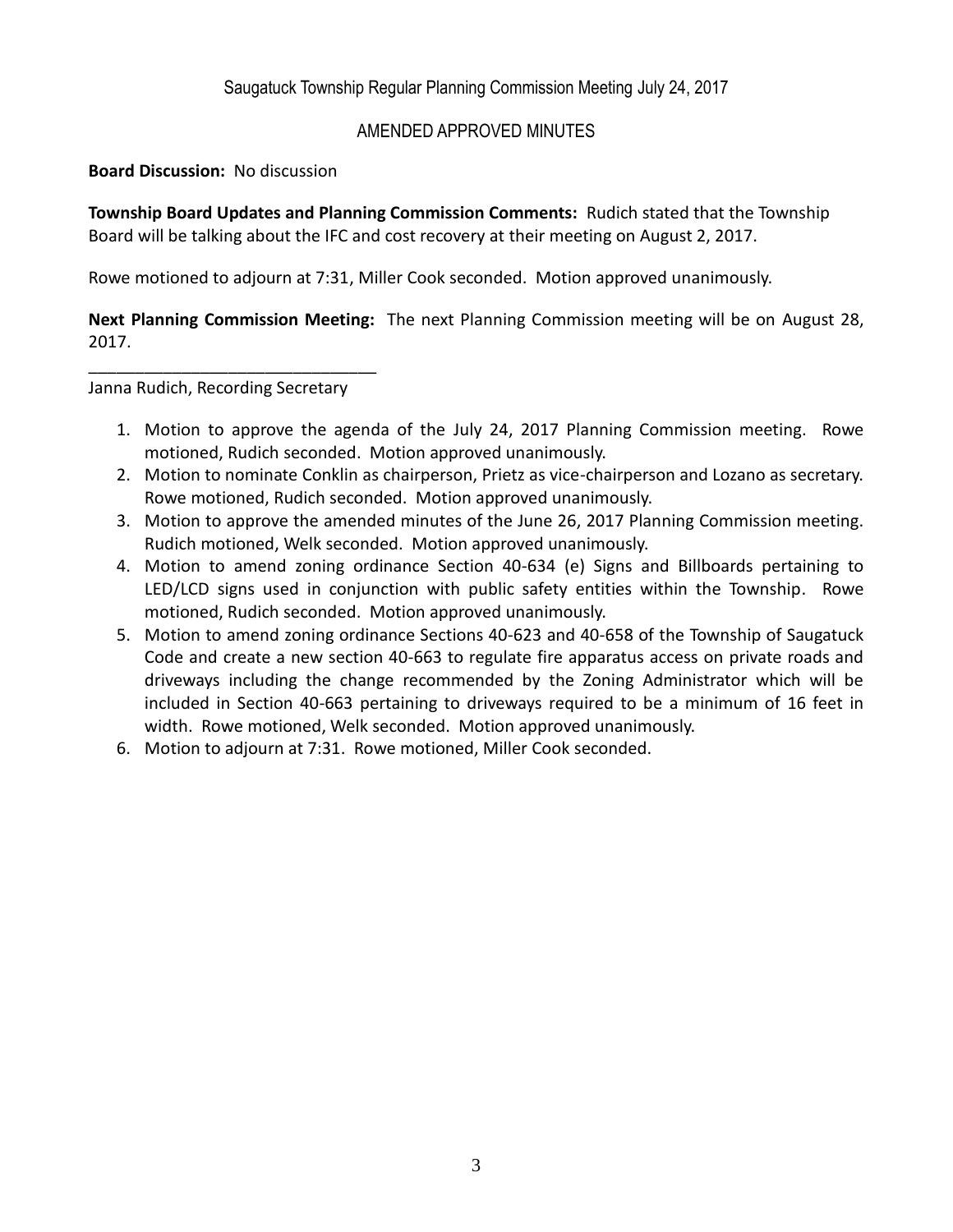Saugatuck Township Regular Planning Commission Meeting July 24, 2017

AMENDED APPROVED MINUTES

**Board Discussion:** No discussion

**Township Board Updates and Planning Commission Comments:** Rudich stated that the Township Board will be talking about the IFC and cost recovery at their meeting on August 2, 2017.

Rowe motioned to adjourn at 7:31, Miller Cook seconded. Motion approved unanimously.

**Next Planning Commission Meeting:** The next Planning Commission meeting will be on August 28, 2017.

_______________________________
Janna Rudich, Recording Secretary

1. Motion to approve the agenda of the July 24, 2017 Planning Commission meeting. Rowe motioned, Rudich seconded. Motion approved unanimously.
2. Motion to nominate Conklin as chairperson, Prietz as vice-chairperson and Lozano as secretary. Rowe motioned, Rudich seconded. Motion approved unanimously.
3. Motion to approve the amended minutes of the June 26, 2017 Planning Commission meeting. Rudich motioned, Welk seconded. Motion approved unanimously.
4. Motion to amend zoning ordinance Section 40-634 (e) Signs and Billboards pertaining to LED/LCD signs used in conjunction with public safety entities within the Township. Rowe motioned, Rudich seconded. Motion approved unanimously.
5. Motion to amend zoning ordinance Sections 40-623 and 40-658 of the Township of Saugatuck Code and create a new section 40-663 to regulate fire apparatus access on private roads and driveways including the change recommended by the Zoning Administrator which will be included in Section 40-663 pertaining to driveways required to be a minimum of 16 feet in width. Rowe motioned, Welk seconded. Motion approved unanimously.
6. Motion to adjourn at 7:31. Rowe motioned, Miller Cook seconded.